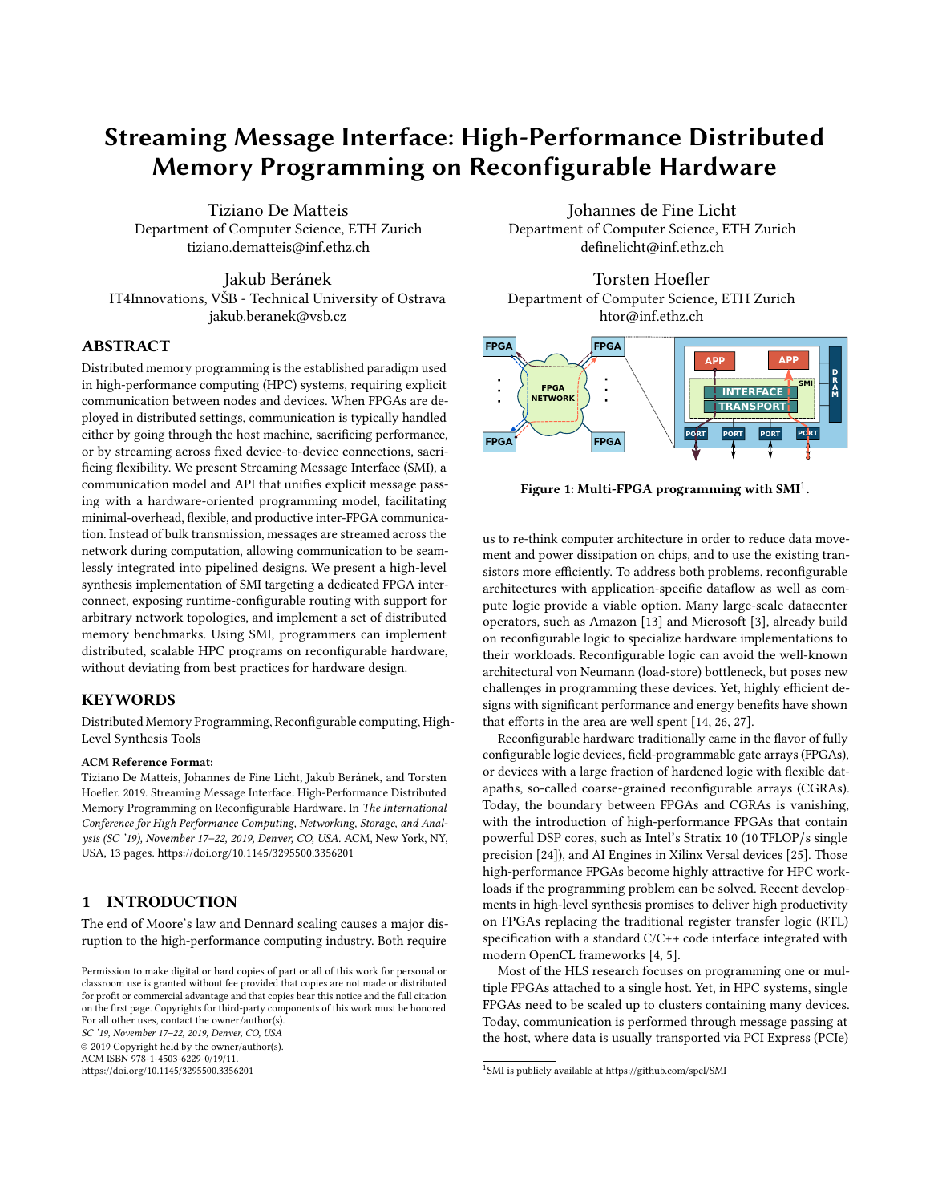# Streaming Message Interface: High-Performance Distributed Memory Programming on Reconfigurable Hardware

Tiziano De Matteis
Department of Computer Science, ETH Zurich
tiziano.dematteis@inf.ethz.ch

Johannes de Fine Licht
Department of Computer Science, ETH Zurich
definelicht@inf.ethz.ch

Jakub Beránek
IT4Innovations, VŠB - Technical University of Ostrava
jakub.beranek@vsb.cz

Torsten Hoefler
Department of Computer Science, ETH Zurich
htor@inf.ethz.ch

## ABSTRACT

Distributed memory programming is the established paradigm used in high-performance computing (HPC) systems, requiring explicit communication between nodes and devices. When FPGAs are deployed in distributed settings, communication is typically handled either by going through the host machine, sacrificing performance, or by streaming across fixed device-to-device connections, sacrificing flexibility. We present Streaming Message Interface (SMI), a communication model and API that unifies explicit message passing with a hardware-oriented programming model, facilitating minimal-overhead, flexible, and productive inter-FPGA communication. Instead of bulk transmission, messages are streamed across the network during computation, allowing communication to be seamlessly integrated into pipelined designs. We present a high-level synthesis implementation of SMI targeting a dedicated FPGA interconnect, exposing runtime-configurable routing with support for arbitrary network topologies, and implement a set of distributed memory benchmarks. Using SMI, programmers can implement distributed, scalable HPC programs on reconfigurable hardware, without deviating from best practices for hardware design.

## KEYWORDS

Distributed Memory Programming, Reconfigurable computing, High-Level Synthesis Tools

**ACM Reference Format:**
Tiziano De Matteis, Johannes de Fine Licht, Jakub Beránek, and Torsten Hoefler. 2019. Streaming Message Interface: High-Performance Distributed Memory Programming on Reconfigurable Hardware. In *The International Conference for High Performance Computing, Networking, Storage, and Analysis (SC '19), November 17–22, 2019, Denver, CO, USA.* ACM, New York, NY, USA, 13 pages. https://doi.org/10.1145/3295500.3356201

Figure 1: Multi-FPGA programming with SMI[1].

## 1 INTRODUCTION

The end of Moore's law and Dennard scaling causes a major disruption to the high-performance computing industry. Both require us to re-think computer architecture in order to reduce data movement and power dissipation on chips, and to use the existing transistors more efficiently. To address both problems, reconfigurable architectures with application-specific dataflow as well as compute logic provide a viable option. Many large-scale datacenter operators, such as Amazon [13] and Microsoft [3], already build on reconfigurable logic to specialize hardware implementations to their workloads. Reconfigurable logic can avoid the well-known architectural von Neumann (load-store) bottleneck, but poses new challenges in programming these devices. Yet, highly efficient designs with significant performance and energy benefits have shown that efforts in the area are well spent [14, 26, 27].

Reconfigurable hardware traditionally came in the flavor of fully configurable logic devices, field-programmable gate arrays (FPGAs), or devices with a large fraction of hardened logic with flexible datapaths, so-called coarse-grained reconfigurable arrays (CGRAs). Today, the boundary between FPGAs and CGRAs is vanishing, with the introduction of high-performance FPGAs that contain powerful DSP cores, such as Intel's Stratix 10 (10 TFLOP/s single precision [24]), and AI Engines in Xilinx Versal devices [25]. Those high-performance FPGAs become highly attractive for HPC workloads if the programming problem can be solved. Recent developments in high-level synthesis promises to deliver high productivity on FPGAs replacing the traditional register transfer logic (RTL) specification with a standard C/C++ code interface integrated with modern OpenCL frameworks [4, 5].

Most of the HLS research focuses on programming one or multiple FPGAs attached to a single host. Yet, in HPC systems, single FPGAs need to be scaled up to clusters containing many devices. Today, communication is performed through message passing at the host, where data is usually transported via PCI Express (PCIe)

Permission to make digital or hard copies of part or all of this work for personal or classroom use is granted without fee provided that copies are not made or distributed for profit or commercial advantage and that copies bear this notice and the full citation on the first page. Copyrights for third-party components of this work must be honored. For all other uses, contact the owner/author(s).
*SC '19, November 17–22, 2019, Denver, CO, USA*
© 2019 Copyright held by the owner/author(s).
ACM ISBN 978-1-4503-6229-0/19/11.
https://doi.org/10.1145/3295500.3356201

[1] SMI is publicly available at https://github.com/spcl/SMI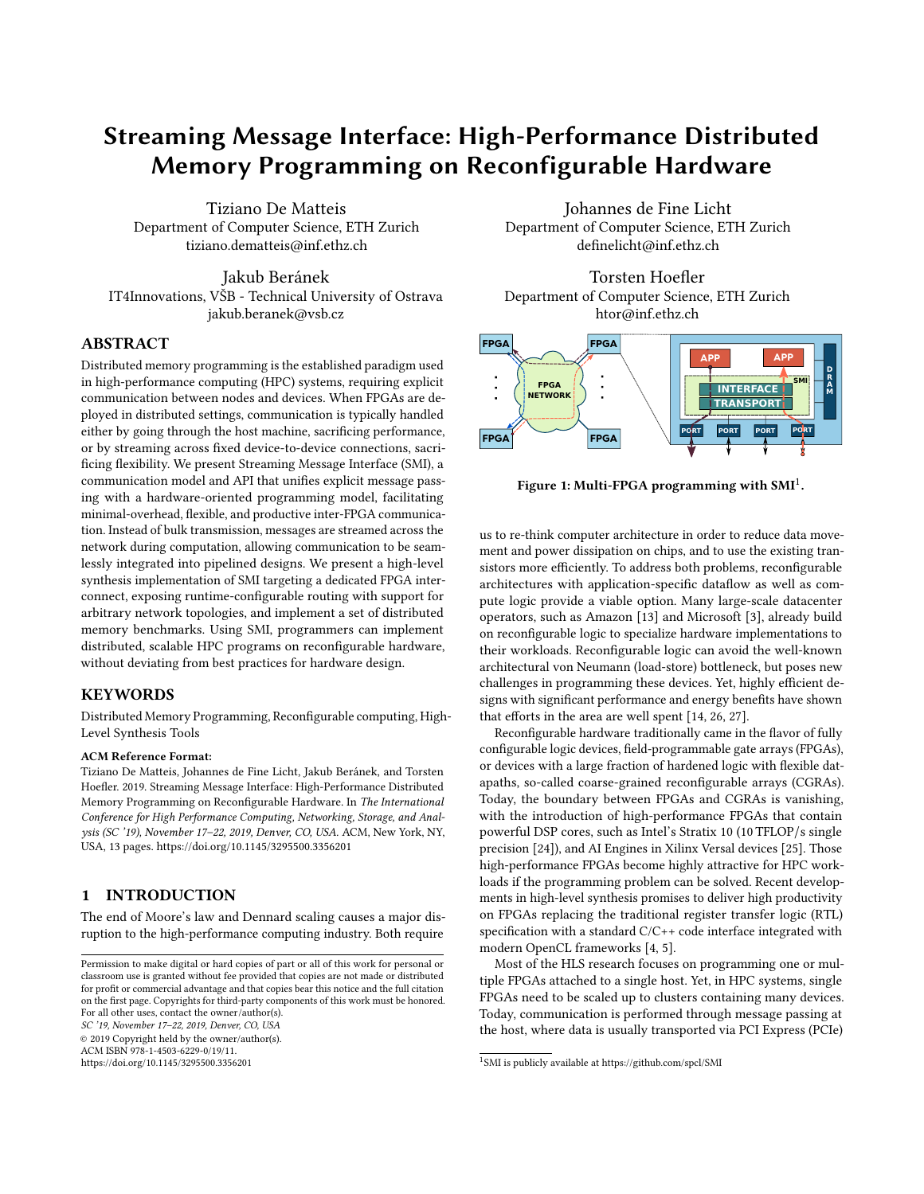# Streaming Message Interface: High-Performance Distributed Memory Programming on Reconfigurable Hardware

Tiziano De Matteis
Department of Computer Science, ETH Zurich
tiziano.dematteis@inf.ethz.ch

Johannes de Fine Licht
Department of Computer Science, ETH Zurich
definelicht@inf.ethz.ch

Jakub Beránek
IT4Innovations, VŠB - Technical University of Ostrava
jakub.beranek@vsb.cz

Torsten Hoefler
Department of Computer Science, ETH Zurich
htor@inf.ethz.ch

## ABSTRACT

Distributed memory programming is the established paradigm used in high-performance computing (HPC) systems, requiring explicit communication between nodes and devices. When FPGAs are deployed in distributed settings, communication is typically handled either by going through the host machine, sacrificing performance, or by streaming across fixed device-to-device connections, sacrificing flexibility. We present Streaming Message Interface (SMI), a communication model and API that unifies explicit message passing with a hardware-oriented programming model, facilitating minimal-overhead, flexible, and productive inter-FPGA communication. Instead of bulk transmission, messages are streamed across the network during computation, allowing communication to be seamlessly integrated into pipelined designs. We present a high-level synthesis implementation of SMI targeting a dedicated FPGA interconnect, exposing runtime-configurable routing with support for arbitrary network topologies, and implement a set of distributed memory benchmarks. Using SMI, programmers can implement distributed, scalable HPC programs on reconfigurable hardware, without deviating from best practices for hardware design.

## KEYWORDS

Distributed Memory Programming, Reconfigurable computing, High-Level Synthesis Tools

**ACM Reference Format:**
Tiziano De Matteis, Johannes de Fine Licht, Jakub Beránek, and Torsten Hoefler. 2019. Streaming Message Interface: High-Performance Distributed Memory Programming on Reconfigurable Hardware. In *The International Conference for High Performance Computing, Networking, Storage, and Analysis (SC '19), November 17–22, 2019, Denver, CO, USA.* ACM, New York, NY, USA, 13 pages. https://doi.org/10.1145/3295500.3356201

## 1 INTRODUCTION

The end of Moore's law and Dennard scaling causes a major disruption to the high-performance computing industry. Both require us to re-think computer architecture in order to reduce data movement and power dissipation on chips, and to use the existing transistors more efficiently. To address both problems, reconfigurable architectures with application-specific dataflow as well as compute logic provide a viable option. Many large-scale datacenter operators, such as Amazon [13] and Microsoft [3], already build on reconfigurable logic to specialize hardware implementations to their workloads. Reconfigurable logic can avoid the well-known architectural von Neumann (load-store) bottleneck, but poses new challenges in programming these devices. Yet, highly efficient designs with significant performance and energy benefits have shown that efforts in the area are well spent [14, 26, 27].

Reconfigurable hardware traditionally came in the flavor of fully configurable logic devices, field-programmable gate arrays (FPGAs), or devices with a large fraction of hardened logic with flexible datapaths, so-called coarse-grained reconfigurable arrays (CGRAs). Today, the boundary between FPGAs and CGRAs is vanishing, with the introduction of high-performance FPGAs that contain powerful DSP cores, such as Intel's Stratix 10 (10 TFLOP/s single precision [24]), and AI Engines in Xilinx Versal devices [25]. Those high-performance FPGAs become highly attractive for HPC workloads if the programming problem can be solved. Recent developments in high-level synthesis promises to deliver high productivity on FPGAs replacing the traditional register transfer logic (RTL) specification with a standard C/C++ code interface integrated with modern OpenCL frameworks [4, 5].

Most of the HLS research focuses on programming one or multiple FPGAs attached to a single host. Yet, in HPC systems, single FPGAs need to be scaled up to clusters containing many devices. Today, communication is performed through message passing at the host, where data is usually transported via PCI Express (PCIe)

**Figure 1: Multi-FPGA programming with SMI[1].**

---

Permission to make digital or hard copies of part or all of this work for personal or classroom use is granted without fee provided that copies are not made or distributed for profit or commercial advantage and that copies bear this notice and the full citation on the first page. Copyrights for third-party components of this work must be honored. For all other uses, contact the owner/author(s).
*SC '19, November 17–22, 2019, Denver, CO, USA*
© 2019 Copyright held by the owner/author(s).
ACM ISBN 978-1-4503-6229-0/19/11.
https://doi.org/10.1145/3295500.3356201

[1] SMI is publicly available at https://github.com/spcl/SMI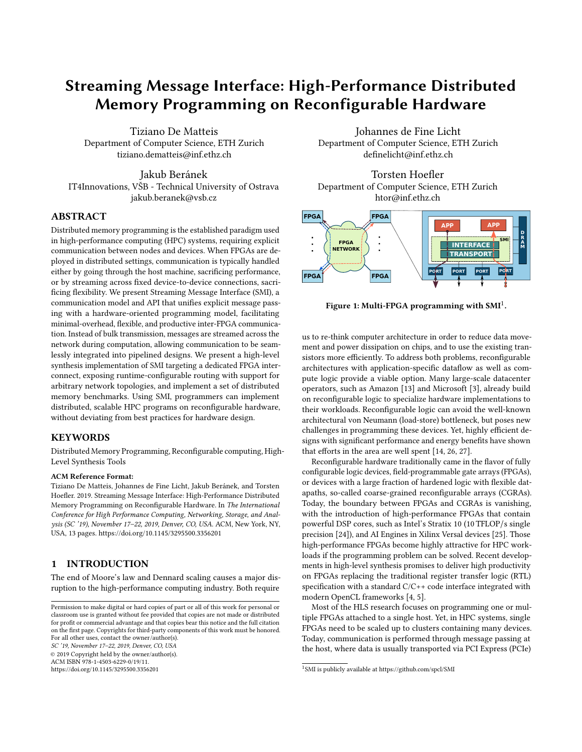# Streaming Message Interface: High-Performance Distributed Memory Programming on Reconfigurable Hardware

Tiziano De Matteis
Department of Computer Science, ETH Zurich
tiziano.dematteis@inf.ethz.ch

Johannes de Fine Licht
Department of Computer Science, ETH Zurich
definelicht@inf.ethz.ch

Jakub Beránek
IT4Innovations, VŠB - Technical University of Ostrava
jakub.beranek@vsb.cz

Torsten Hoefler
Department of Computer Science, ETH Zurich
htor@inf.ethz.ch

## ABSTRACT

Distributed memory programming is the established paradigm used in high-performance computing (HPC) systems, requiring explicit communication between nodes and devices. When FPGAs are deployed in distributed settings, communication is typically handled either by going through the host machine, sacrificing performance, or by streaming across fixed device-to-device connections, sacrificing flexibility. We present Streaming Message Interface (SMI), a communication model and API that unifies explicit message passing with a hardware-oriented programming model, facilitating minimal-overhead, flexible, and productive inter-FPGA communication. Instead of bulk transmission, messages are streamed across the network during computation, allowing communication to be seamlessly integrated into pipelined designs. We present a high-level synthesis implementation of SMI targeting a dedicated FPGA interconnect, exposing runtime-configurable routing with support for arbitrary network topologies, and implement a set of distributed memory benchmarks. Using SMI, programmers can implement distributed, scalable HPC programs on reconfigurable hardware, without deviating from best practices for hardware design.

## KEYWORDS

Distributed Memory Programming, Reconfigurable computing, High-Level Synthesis Tools

**ACM Reference Format:**
Tiziano De Matteis, Johannes de Fine Licht, Jakub Beránek, and Torsten Hoefler. 2019. Streaming Message Interface: High-Performance Distributed Memory Programming on Reconfigurable Hardware. In *The International Conference for High Performance Computing, Networking, Storage, and Analysis (SC '19), November 17–22, 2019, Denver, CO, USA.* ACM, New York, NY, USA, 13 pages. https://doi.org/10.1145/3295500.3356201

Permission to make digital or hard copies of part or all of this work for personal or classroom use is granted without fee provided that copies are not made or distributed for profit or commercial advantage and that copies bear this notice and the full citation on the first page. Copyrights for third-party components of this work must be honored. For all other uses, contact the owner/author(s).
*SC '19, November 17–22, 2019, Denver, CO, USA*
© 2019 Copyright held by the owner/author(s).
ACM ISBN 978-1-4503-6229-0/19/11.
https://doi.org/10.1145/3295500.3356201

**Figure 1: Multi-FPGA programming with SMI[1].**

[1] SMI is publicly available at https://github.com/spcl/SMI

## 1 INTRODUCTION

The end of Moore's law and Dennard scaling causes a major disruption to the high-performance computing industry. Both require us to re-think computer architecture in order to reduce data movement and power dissipation on chips, and to use the existing transistors more efficiently. To address both problems, reconfigurable architectures with application-specific dataflow as well as compute logic provide a viable option. Many large-scale datacenter operators, such as Amazon [13] and Microsoft [3], already build on reconfigurable logic to specialize hardware implementations to their workloads. Reconfigurable logic can avoid the well-known architectural von Neumann (load-store) bottleneck, but poses new challenges in programming these devices. Yet, highly efficient designs with significant performance and energy benefits have shown that efforts in the area are well spent [14, 26, 27].

Reconfigurable hardware traditionally came in the flavor of fully configurable logic devices, field-programmable gate arrays (FPGAs), or devices with a large fraction of hardened logic with flexible datapaths, so-called coarse-grained reconfigurable arrays (CGRAs). Today, the boundary between FPGAs and CGRAs is vanishing, with the introduction of high-performance FPGAs that contain powerful DSP cores, such as Intel's Stratix 10 (10 TFLOP/s single precision [24]), and AI Engines in Xilinx Versal devices [25]. Those high-performance FPGAs become highly attractive for HPC workloads if the programming problem can be solved. Recent developments in high-level synthesis promises to deliver high productivity on FPGAs replacing the traditional register transfer logic (RTL) specification with a standard C/C++ code interface integrated with modern OpenCL frameworks [4, 5].

Most of the HLS research focuses on programming one or multiple FPGAs attached to a single host. Yet, in HPC systems, single FPGAs need to be scaled up to clusters containing many devices. Today, communication is performed through message passing at the host, where data is usually transported via PCI Express (PCIe)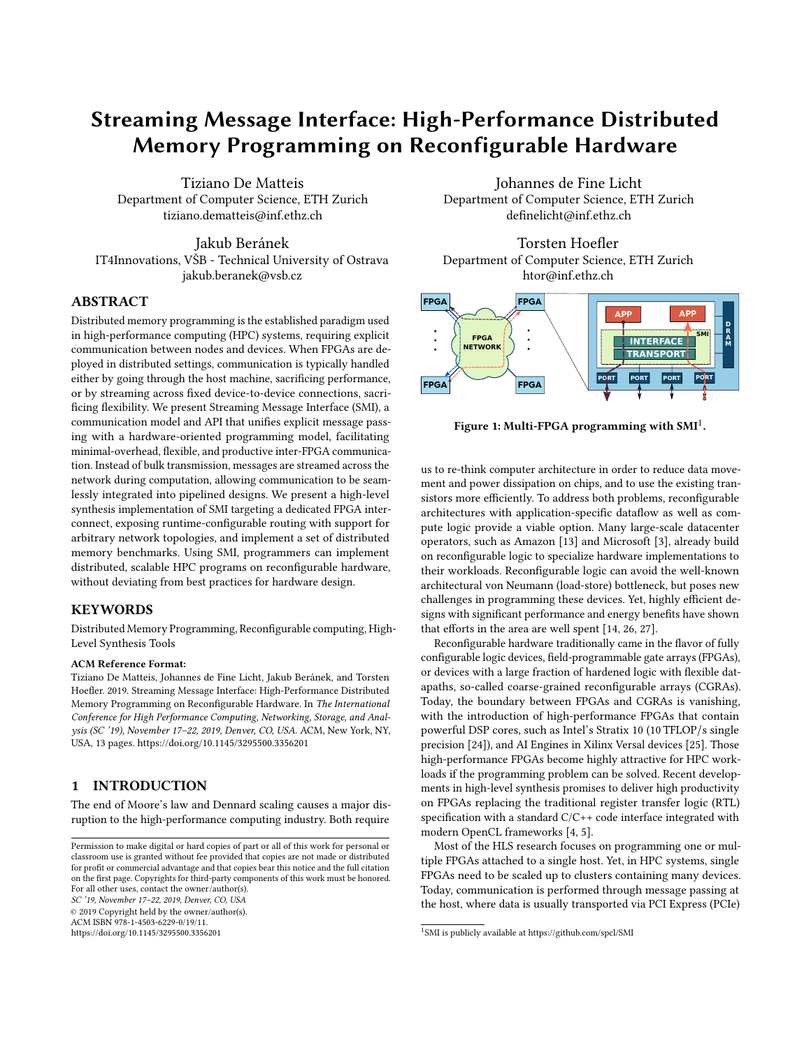# Streaming Message Interface: High-Performance Distributed Memory Programming on Reconfigurable Hardware

Tiziano De Matteis
Department of Computer Science, ETH Zurich
tiziano.dematteis@inf.ethz.ch

Johannes de Fine Licht
Department of Computer Science, ETH Zurich
definelicht@inf.ethz.ch

Jakub Beránek
IT4Innovations, VŠB - Technical University of Ostrava
jakub.beranek@vsb.cz

Torsten Hoefler
Department of Computer Science, ETH Zurich
htor@inf.ethz.ch

## ABSTRACT

Distributed memory programming is the established paradigm used in high-performance computing (HPC) systems, requiring explicit communication between nodes and devices. When FPGAs are deployed in distributed settings, communication is typically handled either by going through the host machine, sacrificing performance, or by streaming across fixed device-to-device connections, sacrificing flexibility. We present Streaming Message Interface (SMI), a communication model and API that unifies explicit message passing with a hardware-oriented programming model, facilitating minimal-overhead, flexible, and productive inter-FPGA communication. Instead of bulk transmission, messages are streamed across the network during computation, allowing communication to be seamlessly integrated into pipelined designs. We present a high-level synthesis implementation of SMI targeting a dedicated FPGA interconnect, exposing runtime-configurable routing with support for arbitrary network topologies, and implement a set of distributed memory benchmarks. Using SMI, programmers can implement distributed, scalable HPC programs on reconfigurable hardware, without deviating from best practices for hardware design.

## KEYWORDS

Distributed Memory Programming, Reconfigurable computing, High-Level Synthesis Tools

**ACM Reference Format:**
Tiziano De Matteis, Johannes de Fine Licht, Jakub Beránek, and Torsten Hoefler. 2019. Streaming Message Interface: High-Performance Distributed Memory Programming on Reconfigurable Hardware. In *The International Conference for High Performance Computing, Networking, Storage, and Analysis (SC '19), November 17–22, 2019, Denver, CO, USA.* ACM, New York, NY, USA, 13 pages. https://doi.org/10.1145/3295500.3356201

## 1 INTRODUCTION

The end of Moore's law and Dennard scaling causes a major disruption to the high-performance computing industry. Both require us to re-think computer architecture in order to reduce data movement and power dissipation on chips, and to use the existing transistors more efficiently. To address both problems, reconfigurable architectures with application-specific dataflow as well as compute logic provide a viable option. Many large-scale datacenter operators, such as Amazon [13] and Microsoft [3], already build on reconfigurable logic to specialize hardware implementations to their workloads. Reconfigurable logic can avoid the well-known architectural von Neumann (load-store) bottleneck, but poses new challenges in programming these devices. Yet, highly efficient designs with significant performance and energy benefits have shown that efforts in the area are well spent [14, 26, 27].

Reconfigurable hardware traditionally came in the flavor of fully configurable logic devices, field-programmable gate arrays (FPGAs), or devices with a large fraction of hardened logic with flexible datapaths, so-called coarse-grained reconfigurable arrays (CGRAs). Today, the boundary between FPGAs and CGRAs is vanishing, with the introduction of high-performance FPGAs that contain powerful DSP cores, such as Intel's Stratix 10 (10 TFLOP/s single precision [24]), and AI Engines in Xilinx Versal devices [25]. Those high-performance FPGAs become highly attractive for HPC workloads if the programming problem can be solved. Recent developments in high-level synthesis promises to deliver high productivity on FPGAs replacing the traditional register transfer logic (RTL) specification with a standard C/C++ code interface integrated with modern OpenCL frameworks [4, 5].

Most of the HLS research focuses on programming one or multiple FPGAs attached to a single host. Yet, in HPC systems, single FPGAs need to be scaled up to clusters containing many devices. Today, communication is performed through message passing at the host, where data is usually transported via PCI Express (PCIe)

Figure 1: Multi-FPGA programming with SMI[1].

[1] SMI is publicly available at https://github.com/spcl/SMI

Permission to make digital or hard copies of part or all of this work for personal or classroom use is granted without fee provided that copies are not made or distributed for profit or commercial advantage and that copies bear this notice and the full citation on the first page. Copyrights for third-party components of this work must be honored. For all other uses, contact the owner/author(s).
SC '19, November 17–22, 2019, Denver, CO, USA
© 2019 Copyright held by the owner/author(s).
ACM ISBN 978-1-4503-6229-0/19/11.
https://doi.org/10.1145/3295500.3356201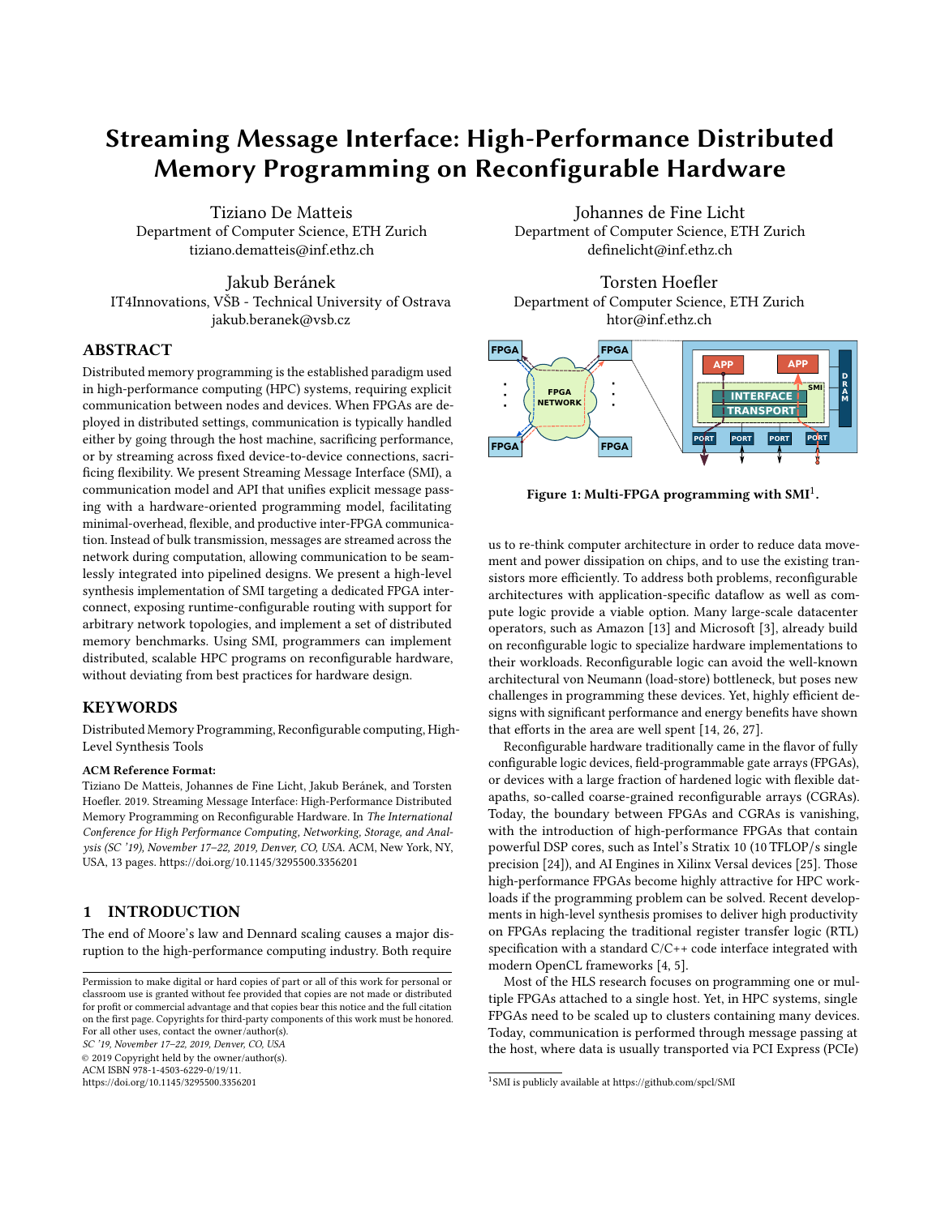# Streaming Message Interface: High-Performance Distributed Memory Programming on Reconfigurable Hardware

Tiziano De Matteis
Department of Computer Science, ETH Zurich
tiziano.dematteis@inf.ethz.ch

Johannes de Fine Licht
Department of Computer Science, ETH Zurich
definelicht@inf.ethz.ch

Jakub Beránek
IT4Innovations, VŠB - Technical University of Ostrava
jakub.beranek@vsb.cz

Torsten Hoefler
Department of Computer Science, ETH Zurich
htor@inf.ethz.ch

## ABSTRACT

Distributed memory programming is the established paradigm used in high-performance computing (HPC) systems, requiring explicit communication between nodes and devices. When FPGAs are deployed in distributed settings, communication is typically handled either by going through the host machine, sacrificing performance, or by streaming across fixed device-to-device connections, sacrificing flexibility. We present Streaming Message Interface (SMI), a communication model and API that unifies explicit message passing with a hardware-oriented programming model, facilitating minimal-overhead, flexible, and productive inter-FPGA communication. Instead of bulk transmission, messages are streamed across the network during computation, allowing communication to be seamlessly integrated into pipelined designs. We present a high-level synthesis implementation of SMI targeting a dedicated FPGA interconnect, exposing runtime-configurable routing with support for arbitrary network topologies, and implement a set of distributed memory benchmarks. Using SMI, programmers can implement distributed, scalable HPC programs on reconfigurable hardware, without deviating from best practices for hardware design.

## KEYWORDS

Distributed Memory Programming, Reconfigurable computing, High-Level Synthesis Tools

**ACM Reference Format:**

Tiziano De Matteis, Johannes de Fine Licht, Jakub Beránek, and Torsten Hoefler. 2019. Streaming Message Interface: High-Performance Distributed Memory Programming on Reconfigurable Hardware. In *The International Conference for High Performance Computing, Networking, Storage, and Analysis (SC '19), November 17–22, 2019, Denver, CO, USA.* ACM, New York, NY, USA, 13 pages. https://doi.org/10.1145/3295500.3356201

**Figure 1: Multi-FPGA programming with SMI[1].**

## 1 INTRODUCTION

The end of Moore's law and Dennard scaling causes a major disruption to the high-performance computing industry. Both require us to re-think computer architecture in order to reduce data movement and power dissipation on chips, and to use the existing transistors more efficiently. To address both problems, reconfigurable architectures with application-specific dataflow as well as compute logic provide a viable option. Many large-scale datacenter operators, such as Amazon [13] and Microsoft [3], already build on reconfigurable logic to specialize hardware implementations to their workloads. Reconfigurable logic can avoid the well-known architectural von Neumann (load-store) bottleneck, but poses new challenges in programming these devices. Yet, highly efficient designs with significant performance and energy benefits have shown that efforts in the area are well spent [14, 26, 27].

Reconfigurable hardware traditionally came in the flavor of fully configurable logic devices, field-programmable gate arrays (FPGAs), or devices with a large fraction of hardened logic with flexible datapaths, so-called coarse-grained reconfigurable arrays (CGRAs). Today, the boundary between FPGAs and CGRAs is vanishing, with the introduction of high-performance FPGAs that contain powerful DSP cores, such as Intel's Stratix 10 (10 TFLOP/s single precision [24]), and AI Engines in Xilinx Versal devices [25]. Those high-performance FPGAs become highly attractive for HPC workloads if the programming problem can be solved. Recent developments in high-level synthesis promises to deliver high productivity on FPGAs replacing the traditional register transfer logic (RTL) specification with a standard C/C++ code interface integrated with modern OpenCL frameworks [4, 5].

Most of the HLS research focuses on programming one or multiple FPGAs attached to a single host. Yet, in HPC systems, single FPGAs need to be scaled up to clusters containing many devices. Today, communication is performed through message passing at the host, where data is usually transported via PCI Express (PCIe)

[1] SMI is publicly available at https://github.com/spcl/SMI

Permission to make digital or hard copies of part or all of this work for personal or classroom use is granted without fee provided that copies are not made or distributed for profit or commercial advantage and that copies bear this notice and the full citation on the first page. Copyrights for third-party components of this work must be honored. For all other uses, contact the owner/author(s).
*SC '19, November 17–22, 2019, Denver, CO, USA*
© 2019 Copyright held by the owner/author(s).
ACM ISBN 978-1-4503-6229-0/19/11.
https://doi.org/10.1145/3295500.3356201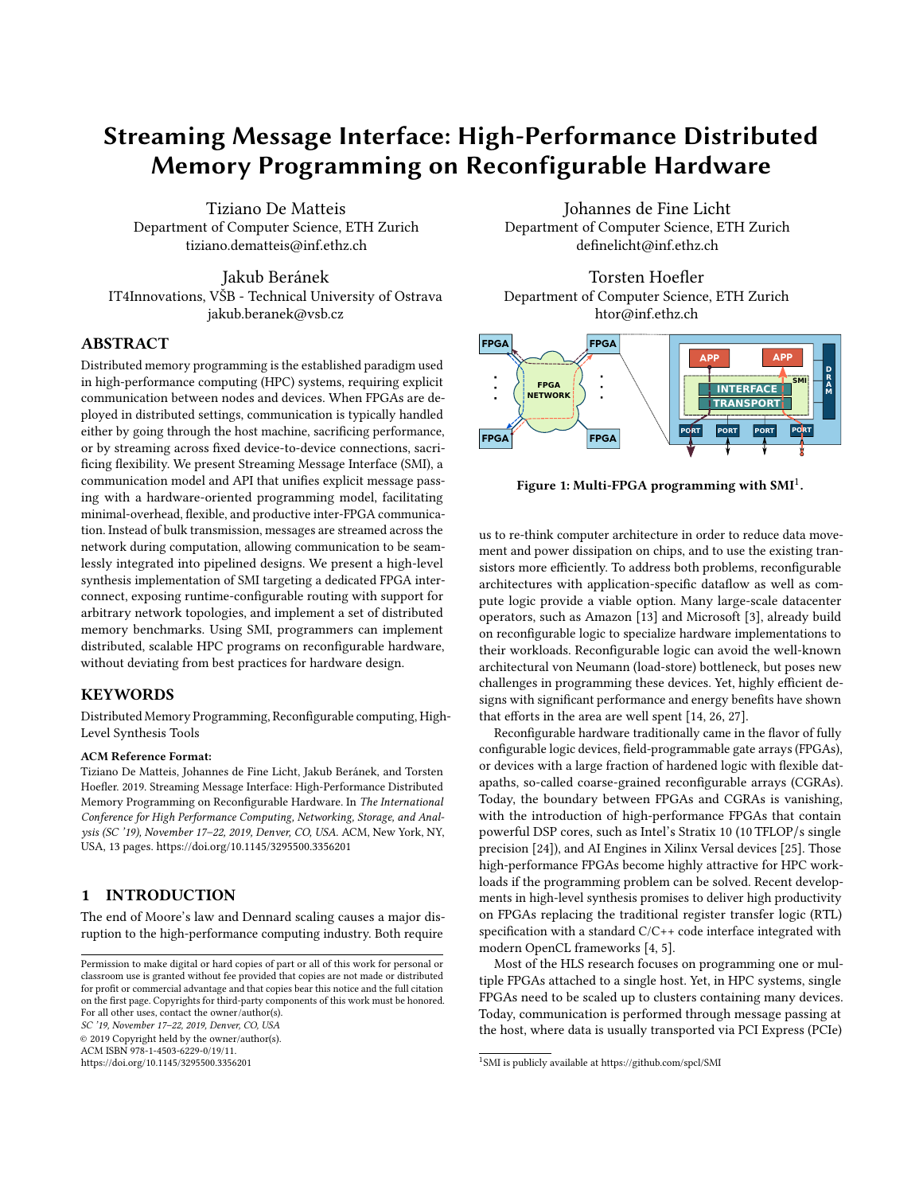# Streaming Message Interface: High-Performance Distributed Memory Programming on Reconfigurable Hardware

Tiziano De Matteis
Department of Computer Science, ETH Zurich
tiziano.dematteis@inf.ethz.ch

Johannes de Fine Licht
Department of Computer Science, ETH Zurich
definelicht@inf.ethz.ch

Jakub Beránek
IT4Innovations, VŠB - Technical University of Ostrava
jakub.beranek@vsb.cz

Torsten Hoefler
Department of Computer Science, ETH Zurich
htor@inf.ethz.ch

## ABSTRACT

Distributed memory programming is the established paradigm used in high-performance computing (HPC) systems, requiring explicit communication between nodes and devices. When FPGAs are deployed in distributed settings, communication is typically handled either by going through the host machine, sacrificing performance, or by streaming across fixed device-to-device connections, sacrificing flexibility. We present Streaming Message Interface (SMI), a communication model and API that unifies explicit message passing with a hardware-oriented programming model, facilitating minimal-overhead, flexible, and productive inter-FPGA communication. Instead of bulk transmission, messages are streamed across the network during computation, allowing communication to be seamlessly integrated into pipelined designs. We present a high-level synthesis implementation of SMI targeting a dedicated FPGA interconnect, exposing runtime-configurable routing with support for arbitrary network topologies, and implement a set of distributed memory benchmarks. Using SMI, programmers can implement distributed, scalable HPC programs on reconfigurable hardware, without deviating from best practices for hardware design.

## KEYWORDS

Distributed Memory Programming, Reconfigurable computing, High-Level Synthesis Tools

**ACM Reference Format:**
Tiziano De Matteis, Johannes de Fine Licht, Jakub Beránek, and Torsten Hoefler. 2019. Streaming Message Interface: High-Performance Distributed Memory Programming on Reconfigurable Hardware. In *The International Conference for High Performance Computing, Networking, Storage, and Analysis (SC '19), November 17–22, 2019, Denver, CO, USA.* ACM, New York, NY, USA, 13 pages. https://doi.org/10.1145/3295500.3356201

## 1 INTRODUCTION

The end of Moore's law and Dennard scaling causes a major disruption to the high-performance computing industry. Both require us to re-think computer architecture in order to reduce data movement and power dissipation on chips, and to use the existing transistors more efficiently. To address both problems, reconfigurable architectures with application-specific dataflow as well as compute logic provide a viable option. Many large-scale datacenter operators, such as Amazon [13] and Microsoft [3], already build on reconfigurable logic to specialize hardware implementations to their workloads. Reconfigurable logic can avoid the well-known architectural von Neumann (load-store) bottleneck, but poses new challenges in programming these devices. Yet, highly efficient designs with significant performance and energy benefits have shown that efforts in the area are well spent [14, 26, 27].

Reconfigurable hardware traditionally came in the flavor of fully configurable logic devices, field-programmable gate arrays (FPGAs), or devices with a large fraction of hardened logic with flexible datapaths, so-called coarse-grained reconfigurable arrays (CGRAs). Today, the boundary between FPGAs and CGRAs is vanishing, with the introduction of high-performance FPGAs that contain powerful DSP cores, such as Intel's Stratix 10 (10 TFLOP/s single precision [24]), and AI Engines in Xilinx Versal devices [25]. Those high-performance FPGAs become highly attractive for HPC workloads if the programming problem can be solved. Recent developments in high-level synthesis promises to deliver high productivity on FPGAs replacing the traditional register transfer logic (RTL) specification with a standard C/C++ code interface integrated with modern OpenCL frameworks [4, 5].

Most of the HLS research focuses on programming one or multiple FPGAs attached to a single host. Yet, in HPC systems, single FPGAs need to be scaled up to clusters containing many devices. Today, communication is performed through message passing at the host, where data is usually transported via PCI Express (PCIe)

Figure 1: Multi-FPGA programming with SMI[1].

[1] SMI is publicly available at https://github.com/spcl/SMI

Permission to make digital or hard copies of part or all of this work for personal or classroom use is granted without fee provided that copies are not made or distributed for profit or commercial advantage and that copies bear this notice and the full citation on the first page. Copyrights for third-party components of this work must be honored. For all other uses, contact the owner/author(s).
SC '19, November 17–22, 2019, Denver, CO, USA
© 2019 Copyright held by the owner/author(s).
ACM ISBN 978-1-4503-6229-0/19/11.
https://doi.org/10.1145/3295500.3356201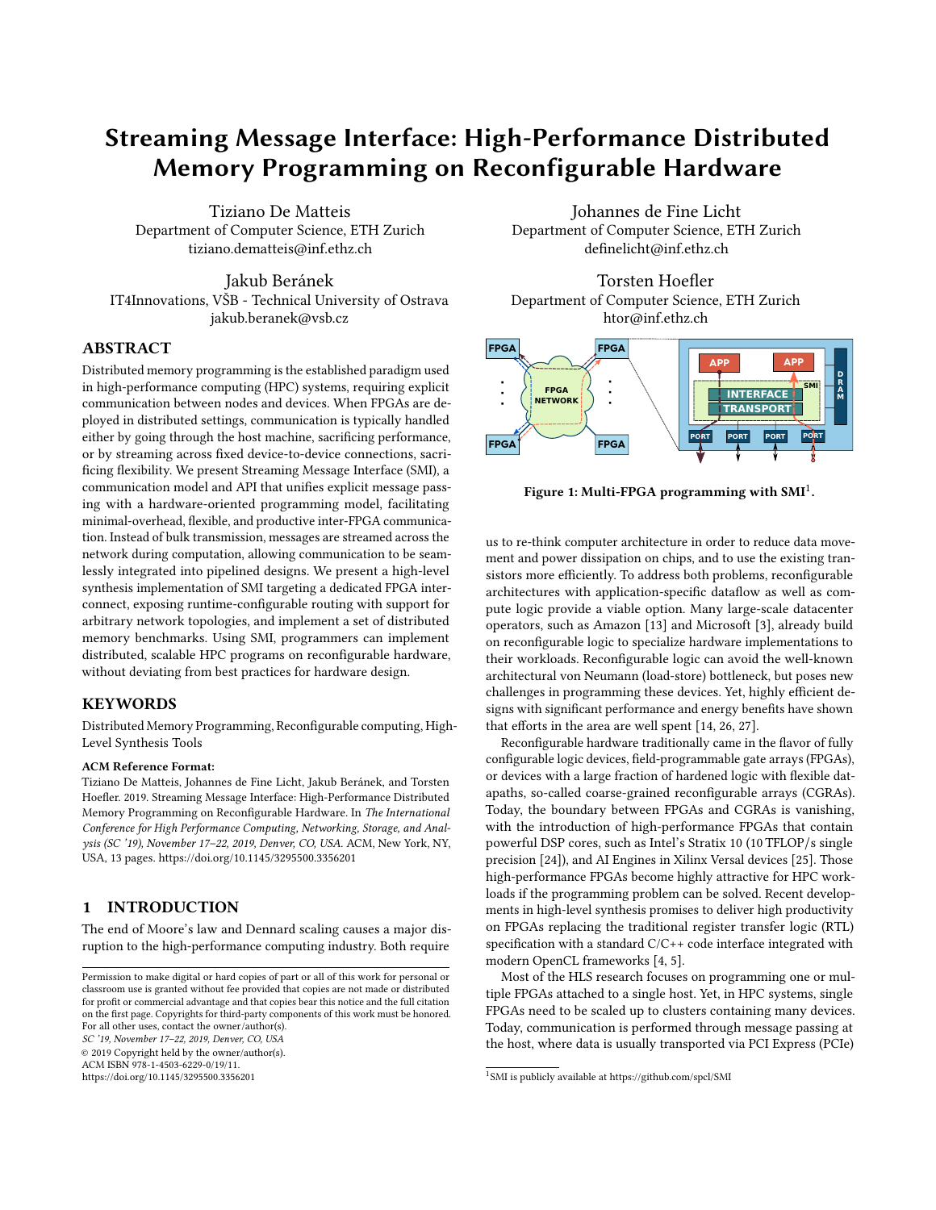# Streaming Message Interface: High-Performance Distributed Memory Programming on Reconfigurable Hardware

Tiziano De Matteis
Department of Computer Science, ETH Zurich
tiziano.dematteis@inf.ethz.ch

Johannes de Fine Licht
Department of Computer Science, ETH Zurich
definelicht@inf.ethz.ch

Jakub Beránek
IT4Innovations, VŠB - Technical University of Ostrava
jakub.beranek@vsb.cz

Torsten Hoefler
Department of Computer Science, ETH Zurich
htor@inf.ethz.ch

## ABSTRACT

Distributed memory programming is the established paradigm used in high-performance computing (HPC) systems, requiring explicit communication between nodes and devices. When FPGAs are deployed in distributed settings, communication is typically handled either by going through the host machine, sacrificing performance, or by streaming across fixed device-to-device connections, sacrificing flexibility. We present Streaming Message Interface (SMI), a communication model and API that unifies explicit message passing with a hardware-oriented programming model, facilitating minimal-overhead, flexible, and productive inter-FPGA communication. Instead of bulk transmission, messages are streamed across the network during computation, allowing communication to be seamlessly integrated into pipelined designs. We present a high-level synthesis implementation of SMI targeting a dedicated FPGA interconnect, exposing runtime-configurable routing with support for arbitrary network topologies, and implement a set of distributed memory benchmarks. Using SMI, programmers can implement distributed, scalable HPC programs on reconfigurable hardware, without deviating from best practices for hardware design.

## KEYWORDS

Distributed Memory Programming, Reconfigurable computing, High-Level Synthesis Tools

**ACM Reference Format:**
Tiziano De Matteis, Johannes de Fine Licht, Jakub Beránek, and Torsten Hoefler. 2019. Streaming Message Interface: High-Performance Distributed Memory Programming on Reconfigurable Hardware. In *The International Conference for High Performance Computing, Networking, Storage, and Analysis (SC '19), November 17–22, 2019, Denver, CO, USA.* ACM, New York, NY, USA, 13 pages. https://doi.org/10.1145/3295500.3356201

Figure 1: Multi-FPGA programming with SMI[1].

## 1 INTRODUCTION

The end of Moore's law and Dennard scaling causes a major disruption to the high-performance computing industry. Both require us to re-think computer architecture in order to reduce data movement and power dissipation on chips, and to use the existing transistors more efficiently. To address both problems, reconfigurable architectures with application-specific dataflow as well as compute logic provide a viable option. Many large-scale datacenter operators, such as Amazon [13] and Microsoft [3], already build on reconfigurable logic to specialize hardware implementations to their workloads. Reconfigurable logic can avoid the well-known architectural von Neumann (load-store) bottleneck, but poses new challenges in programming these devices. Yet, highly efficient designs with significant performance and energy benefits have shown that efforts in the area are well spent [14, 26, 27].

Reconfigurable hardware traditionally came in the flavor of fully configurable logic devices, field-programmable gate arrays (FPGAs), or devices with a large fraction of hardened logic with flexible datapaths, so-called coarse-grained reconfigurable arrays (CGRAs). Today, the boundary between FPGAs and CGRAs is vanishing, with the introduction of high-performance FPGAs that contain powerful DSP cores, such as Intel's Stratix 10 (10 TFLOP/s single precision [24]), and AI Engines in Xilinx Versal devices [25]. Those high-performance FPGAs become highly attractive for HPC workloads if the programming problem can be solved. Recent developments in high-level synthesis promises to deliver high productivity on FPGAs replacing the traditional register transfer logic (RTL) specification with a standard C/C++ code interface integrated with modern OpenCL frameworks [4, 5].

Most of the HLS research focuses on programming one or multiple FPGAs attached to a single host. Yet, in HPC systems, single FPGAs need to be scaled up to clusters containing many devices. Today, communication is performed through message passing at the host, where data is usually transported via PCI Express (PCIe)

Permission to make digital or hard copies of part or all of this work for personal or classroom use is granted without fee provided that copies are not made or distributed for profit or commercial advantage and that copies bear this notice and the full citation on the first page. Copyrights for third-party components of this work must be honored. For all other uses, contact the owner/author(s).
*SC '19, November 17–22, 2019, Denver, CO, USA*
© 2019 Copyright held by the owner/author(s).
ACM ISBN 978-1-4503-6229-0/19/11.
https://doi.org/10.1145/3295500.3356201

[1] SMI is publicly available at https://github.com/spcl/SMI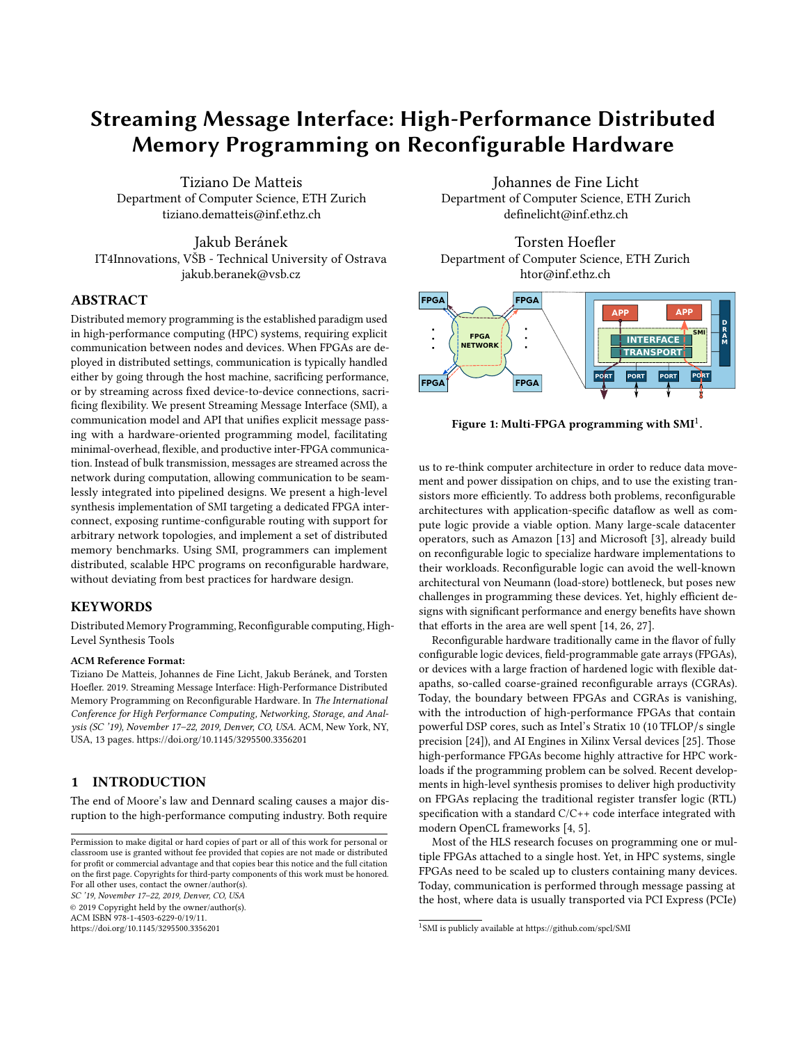# Streaming Message Interface: High-Performance Distributed Memory Programming on Reconfigurable Hardware

Tiziano De Matteis
Department of Computer Science, ETH Zurich
tiziano.dematteis@inf.ethz.ch

Johannes de Fine Licht
Department of Computer Science, ETH Zurich
definelicht@inf.ethz.ch

Jakub Beránek
IT4Innovations, VŠB - Technical University of Ostrava
jakub.beranek@vsb.cz

Torsten Hoefler
Department of Computer Science, ETH Zurich
htor@inf.ethz.ch

## ABSTRACT

Distributed memory programming is the established paradigm used in high-performance computing (HPC) systems, requiring explicit communication between nodes and devices. When FPGAs are deployed in distributed settings, communication is typically handled either by going through the host machine, sacrificing performance, or by streaming across fixed device-to-device connections, sacrificing flexibility. We present Streaming Message Interface (SMI), a communication model and API that unifies explicit message passing with a hardware-oriented programming model, facilitating minimal-overhead, flexible, and productive inter-FPGA communication. Instead of bulk transmission, messages are streamed across the network during computation, allowing communication to be seamlessly integrated into pipelined designs. We present a high-level synthesis implementation of SMI targeting a dedicated FPGA interconnect, exposing runtime-configurable routing with support for arbitrary network topologies, and implement a set of distributed memory benchmarks. Using SMI, programmers can implement distributed, scalable HPC programs on reconfigurable hardware, without deviating from best practices for hardware design.

## KEYWORDS

Distributed Memory Programming, Reconfigurable computing, High-Level Synthesis Tools

**ACM Reference Format:**
Tiziano De Matteis, Johannes de Fine Licht, Jakub Beránek, and Torsten Hoefler. 2019. Streaming Message Interface: High-Performance Distributed Memory Programming on Reconfigurable Hardware. In *The International Conference for High Performance Computing, Networking, Storage, and Analysis (SC '19), November 17–22, 2019, Denver, CO, USA.* ACM, New York, NY, USA, 13 pages. https://doi.org/10.1145/3295500.3356201

## 1 INTRODUCTION

The end of Moore's law and Dennard scaling causes a major disruption to the high-performance computing industry. Both require us to re-think computer architecture in order to reduce data movement and power dissipation on chips, and to use the existing transistors more efficiently. To address both problems, reconfigurable architectures with application-specific dataflow as well as compute logic provide a viable option. Many large-scale datacenter operators, such as Amazon [13] and Microsoft [3], already build on reconfigurable logic to specialize hardware implementations to their workloads. Reconfigurable logic can avoid the well-known architectural von Neumann (load-store) bottleneck, but poses new challenges in programming these devices. Yet, highly efficient designs with significant performance and energy benefits have shown that efforts in the area are well spent [14, 26, 27].

Figure 1: Multi-FPGA programming with SMI[1].

Reconfigurable hardware traditionally came in the flavor of fully configurable logic devices, field-programmable gate arrays (FPGAs), or devices with a large fraction of hardened logic with flexible datapaths, so-called coarse-grained reconfigurable arrays (CGRAs). Today, the boundary between FPGAs and CGRAs is vanishing, with the introduction of high-performance FPGAs that contain powerful DSP cores, such as Intel's Stratix 10 (10 TFLOP/s single precision [24]), and AI Engines in Xilinx Versal devices [25]. Those high-performance FPGAs become highly attractive for HPC workloads if the programming problem can be solved. Recent developments in high-level synthesis promises to deliver high productivity on FPGAs replacing the traditional register transfer logic (RTL) specification with a standard C/C++ code interface integrated with modern OpenCL frameworks [4, 5].

Most of the HLS research focuses on programming one or multiple FPGAs attached to a single host. Yet, in HPC systems, single FPGAs need to be scaled up to clusters containing many devices. Today, communication is performed through message passing at the host, where data is usually transported via PCI Express (PCIe)

[1] SMI is publicly available at https://github.com/spcl/SMI

Permission to make digital or hard copies of part or all of this work for personal or classroom use is granted without fee provided that copies are not made or distributed for profit or commercial advantage and that copies bear this notice and the full citation on the first page. Copyrights for third-party components of this work must be honored. For all other uses, contact the owner/author(s).
SC '19, November 17–22, 2019, Denver, CO, USA
© 2019 Copyright held by the owner/author(s).
ACM ISBN 978-1-4503-6229-0/19/11.
https://doi.org/10.1145/3295500.3356201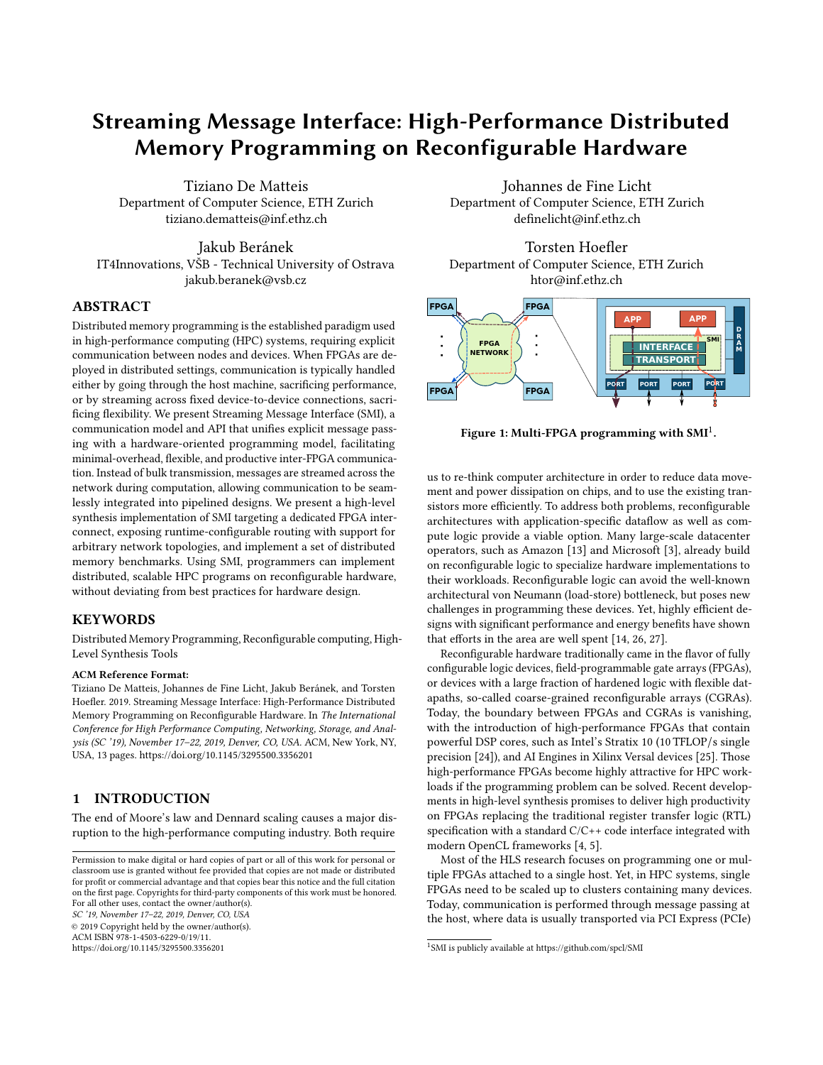# Streaming Message Interface: High-Performance Distributed Memory Programming on Reconfigurable Hardware

Tiziano De Matteis
Department of Computer Science, ETH Zurich
tiziano.dematteis@inf.ethz.ch

Johannes de Fine Licht
Department of Computer Science, ETH Zurich
definelicht@inf.ethz.ch

Jakub Beránek
IT4Innovations, VŠB - Technical University of Ostrava
jakub.beranek@vsb.cz

Torsten Hoefler
Department of Computer Science, ETH Zurich
htor@inf.ethz.ch

## ABSTRACT

Distributed memory programming is the established paradigm used in high-performance computing (HPC) systems, requiring explicit communication between nodes and devices. When FPGAs are deployed in distributed settings, communication is typically handled either by going through the host machine, sacrificing performance, or by streaming across fixed device-to-device connections, sacrificing flexibility. We present Streaming Message Interface (SMI), a communication model and API that unifies explicit message passing with a hardware-oriented programming model, facilitating minimal-overhead, flexible, and productive inter-FPGA communication. Instead of bulk transmission, messages are streamed across the network during computation, allowing communication to be seamlessly integrated into pipelined designs. We present a high-level synthesis implementation of SMI targeting a dedicated FPGA interconnect, exposing runtime-configurable routing with support for arbitrary network topologies, and implement a set of distributed memory benchmarks. Using SMI, programmers can implement distributed, scalable HPC programs on reconfigurable hardware, without deviating from best practices for hardware design.

## KEYWORDS

Distributed Memory Programming, Reconfigurable computing, High-Level Synthesis Tools

**ACM Reference Format:**
Tiziano De Matteis, Johannes de Fine Licht, Jakub Beránek, and Torsten Hoefler. 2019. Streaming Message Interface: High-Performance Distributed Memory Programming on Reconfigurable Hardware. In *The International Conference for High Performance Computing, Networking, Storage, and Analysis (SC '19), November 17–22, 2019, Denver, CO, USA.* ACM, New York, NY, USA, 13 pages. https://doi.org/10.1145/3295500.3356201

Figure 1: Multi-FPGA programming with SMI[1].

## 1 INTRODUCTION

The end of Moore's law and Dennard scaling causes a major disruption to the high-performance computing industry. Both require us to re-think computer architecture in order to reduce data movement and power dissipation on chips, and to use the existing transistors more efficiently. To address both problems, reconfigurable architectures with application-specific dataflow as well as compute logic provide a viable option. Many large-scale datacenter operators, such as Amazon [13] and Microsoft [3], already build on reconfigurable logic to specialize hardware implementations to their workloads. Reconfigurable logic can avoid the well-known architectural von Neumann (load-store) bottleneck, but poses new challenges in programming these devices. Yet, highly efficient designs with significant performance and energy benefits have shown that efforts in the area are well spent [14, 26, 27].

Reconfigurable hardware traditionally came in the flavor of fully configurable logic devices, field-programmable gate arrays (FPGAs), or devices with a large fraction of hardened logic with flexible datapaths, so-called coarse-grained reconfigurable arrays (CGRAs). Today, the boundary between FPGAs and CGRAs is vanishing, with the introduction of high-performance FPGAs that contain powerful DSP cores, such as Intel's Stratix 10 (10 TFLOP/s single precision [24]), and AI Engines in Xilinx Versal devices [25]. Those high-performance FPGAs become highly attractive for HPC workloads if the programming problem can be solved. Recent developments in high-level synthesis promises to deliver high productivity on FPGAs replacing the traditional register transfer logic (RTL) specification with a standard C/C++ code interface integrated with modern OpenCL frameworks [4, 5].

Most of the HLS research focuses on programming one or multiple FPGAs attached to a single host. Yet, in HPC systems, single FPGAs need to be scaled up to clusters containing many devices. Today, communication is performed through message passing at the host, where data is usually transported via PCI Express (PCIe)

---

Permission to make digital or hard copies of part or all of this work for personal or classroom use is granted without fee provided that copies are not made or distributed for profit or commercial advantage and that copies bear this notice and the full citation on the first page. Copyrights for third-party components of this work must be honored. For all other uses, contact the owner/author(s).
SC '19, November 17–22, 2019, Denver, CO, USA
© 2019 Copyright held by the owner/author(s).
ACM ISBN 978-1-4503-6229-0/19/11.
https://doi.org/10.1145/3295500.3356201

[1] SMI is publicly available at https://github.com/spcl/SMI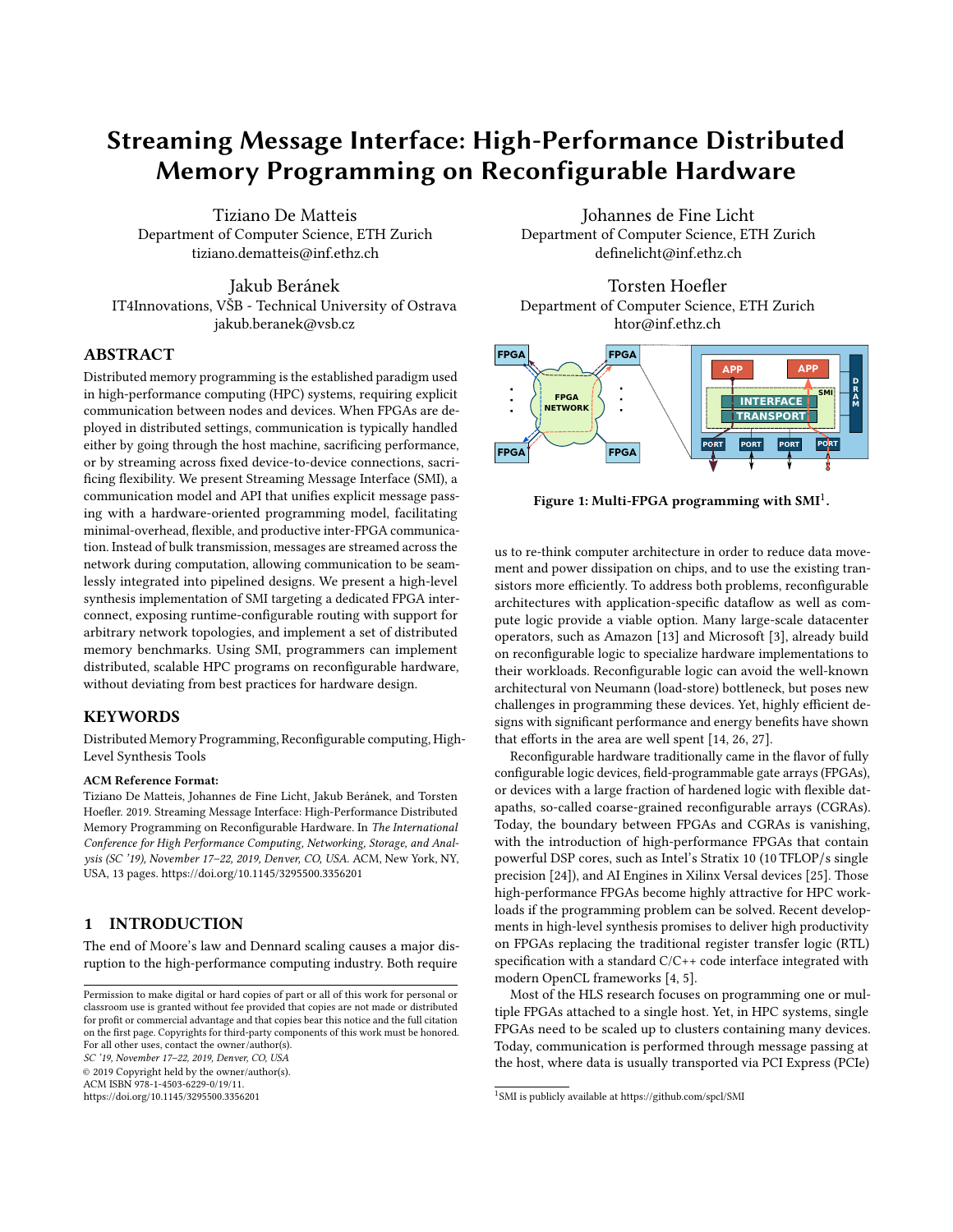# Streaming Message Interface: High-Performance Distributed Memory Programming on Reconfigurable Hardware

Tiziano De Matteis
Department of Computer Science, ETH Zurich
tiziano.dematteis@inf.ethz.ch

Johannes de Fine Licht
Department of Computer Science, ETH Zurich
definelicht@inf.ethz.ch

Jakub Beránek
IT4Innovations, VŠB - Technical University of Ostrava
jakub.beranek@vsb.cz

Torsten Hoefler
Department of Computer Science, ETH Zurich
htor@inf.ethz.ch

## ABSTRACT

Distributed memory programming is the established paradigm used in high-performance computing (HPC) systems, requiring explicit communication between nodes and devices. When FPGAs are deployed in distributed settings, communication is typically handled either by going through the host machine, sacrificing performance, or by streaming across fixed device-to-device connections, sacrificing flexibility. We present Streaming Message Interface (SMI), a communication model and API that unifies explicit message passing with a hardware-oriented programming model, facilitating minimal-overhead, flexible, and productive inter-FPGA communication. Instead of bulk transmission, messages are streamed across the network during computation, allowing communication to be seamlessly integrated into pipelined designs. We present a high-level synthesis implementation of SMI targeting a dedicated FPGA interconnect, exposing runtime-configurable routing with support for arbitrary network topologies, and implement a set of distributed memory benchmarks. Using SMI, programmers can implement distributed, scalable HPC programs on reconfigurable hardware, without deviating from best practices for hardware design.

## KEYWORDS

Distributed Memory Programming, Reconfigurable computing, High-Level Synthesis Tools

**ACM Reference Format:**

Tiziano De Matteis, Johannes de Fine Licht, Jakub Beránek, and Torsten Hoefler. 2019. Streaming Message Interface: High-Performance Distributed Memory Programming on Reconfigurable Hardware. In *The International Conference for High Performance Computing, Networking, Storage, and Analysis (SC '19), November 17–22, 2019, Denver, CO, USA.* ACM, New York, NY, USA, 13 pages. https://doi.org/10.1145/3295500.3356201

**Figure 1: Multi-FPGA programming with SMI[1].**

## 1 INTRODUCTION

The end of Moore's law and Dennard scaling causes a major disruption to the high-performance computing industry. Both require us to re-think computer architecture in order to reduce data movement and power dissipation on chips, and to use the existing transistors more efficiently. To address both problems, reconfigurable architectures with application-specific dataflow as well as compute logic provide a viable option. Many large-scale datacenter operators, such as Amazon [13] and Microsoft [3], already build on reconfigurable logic to specialize hardware implementations to their workloads. Reconfigurable logic can avoid the well-known architectural von Neumann (load-store) bottleneck, but poses new challenges in programming these devices. Yet, highly efficient designs with significant performance and energy benefits have shown that efforts in the area are well spent [14, 26, 27].

Reconfigurable hardware traditionally came in the flavor of fully configurable logic devices, field-programmable gate arrays (FPGAs), or devices with a large fraction of hardened logic with flexible datapaths, so-called coarse-grained reconfigurable arrays (CGRAs). Today, the boundary between FPGAs and CGRAs is vanishing, with the introduction of high-performance FPGAs that contain powerful DSP cores, such as Intel's Stratix 10 (10 TFLOP/s single precision [24]), and AI Engines in Xilinx Versal devices [25]. Those high-performance FPGAs become highly attractive for HPC workloads if the programming problem can be solved. Recent developments in high-level synthesis promises to deliver high productivity on FPGAs replacing the traditional register transfer logic (RTL) specification with a standard C/C++ code interface integrated with modern OpenCL frameworks [4, 5].

Most of the HLS research focuses on programming one or multiple FPGAs attached to a single host. Yet, in HPC systems, single FPGAs need to be scaled up to clusters containing many devices. Today, communication is performed through message passing at the host, where data is usually transported via PCI Express (PCIe)

---

[1] SMI is publicly available at https://github.com/spcl/SMI

Permission to make digital or hard copies of part or all of this work for personal or classroom use is granted without fee provided that copies are not made or distributed for profit or commercial advantage and that copies bear this notice and the full citation on the first page. Copyrights for third-party components of this work must be honored. For all other uses, contact the owner/author(s).
*SC '19, November 17–22, 2019, Denver, CO, USA*
© 2019 Copyright held by the owner/author(s).
ACM ISBN 978-1-4503-6229-0/19/11.
https://doi.org/10.1145/3295500.3356201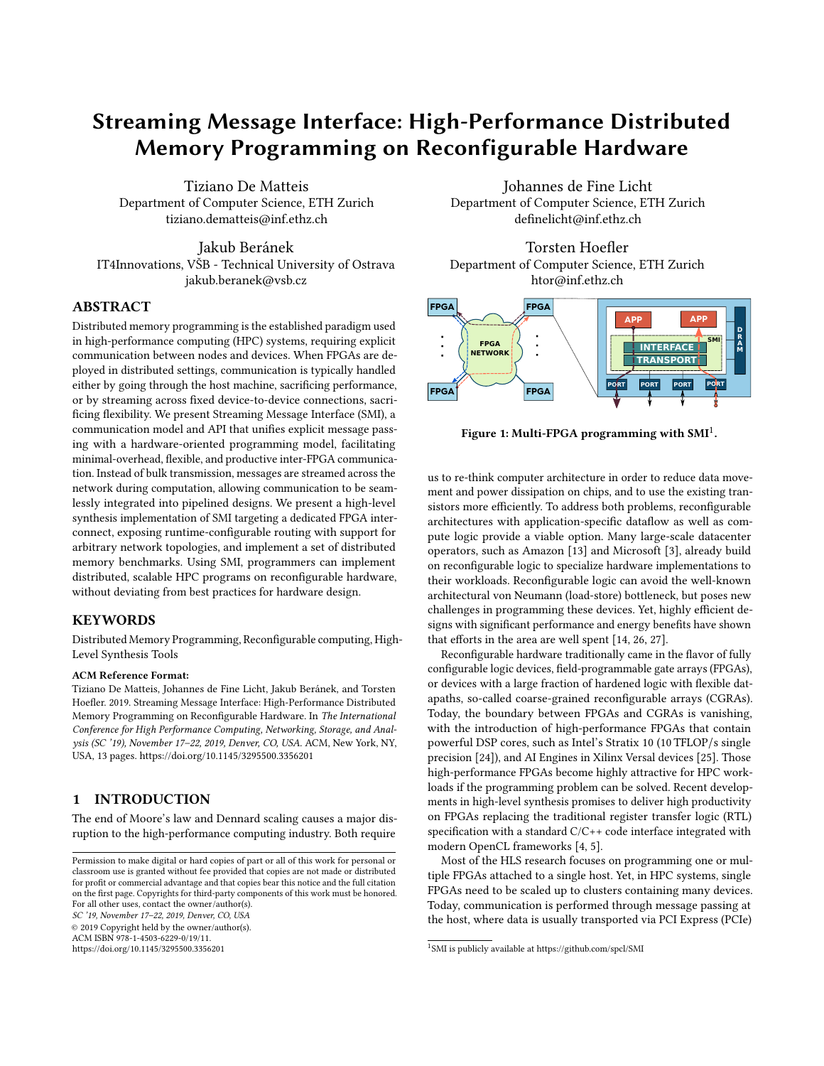# Streaming Message Interface: High-Performance Distributed Memory Programming on Reconfigurable Hardware

Tiziano De Matteis
Department of Computer Science, ETH Zurich
tiziano.dematteis@inf.ethz.ch

Johannes de Fine Licht
Department of Computer Science, ETH Zurich
definelicht@inf.ethz.ch

Jakub Beránek
IT4Innovations, VŠB - Technical University of Ostrava
jakub.beranek@vsb.cz

Torsten Hoefler
Department of Computer Science, ETH Zurich
htor@inf.ethz.ch

## ABSTRACT

Distributed memory programming is the established paradigm used in high-performance computing (HPC) systems, requiring explicit communication between nodes and devices. When FPGAs are deployed in distributed settings, communication is typically handled either by going through the host machine, sacrificing performance, or by streaming across fixed device-to-device connections, sacrificing flexibility. We present Streaming Message Interface (SMI), a communication model and API that unifies explicit message passing with a hardware-oriented programming model, facilitating minimal-overhead, flexible, and productive inter-FPGA communication. Instead of bulk transmission, messages are streamed across the network during computation, allowing communication to be seamlessly integrated into pipelined designs. We present a high-level synthesis implementation of SMI targeting a dedicated FPGA interconnect, exposing runtime-configurable routing with support for arbitrary network topologies, and implement a set of distributed memory benchmarks. Using SMI, programmers can implement distributed, scalable HPC programs on reconfigurable hardware, without deviating from best practices for hardware design.

## KEYWORDS

Distributed Memory Programming, Reconfigurable computing, High-Level Synthesis Tools

**ACM Reference Format:**
Tiziano De Matteis, Johannes de Fine Licht, Jakub Beránek, and Torsten Hoefler. 2019. Streaming Message Interface: High-Performance Distributed Memory Programming on Reconfigurable Hardware. In *The International Conference for High Performance Computing, Networking, Storage, and Analysis (SC '19), November 17–22, 2019, Denver, CO, USA.* ACM, New York, NY, USA, 13 pages. https://doi.org/10.1145/3295500.3356201

**Figure 1: Multi-FPGA programming with SMI[1].**

## 1 INTRODUCTION

The end of Moore's law and Dennard scaling causes a major disruption to the high-performance computing industry. Both require us to re-think computer architecture in order to reduce data movement and power dissipation on chips, and to use the existing transistors more efficiently. To address both problems, reconfigurable architectures with application-specific dataflow as well as compute logic provide a viable option. Many large-scale datacenter operators, such as Amazon [13] and Microsoft [3], already build on reconfigurable logic to specialize hardware implementations to their workloads. Reconfigurable logic can avoid the well-known architectural von Neumann (load-store) bottleneck, but poses new challenges in programming these devices. Yet, highly efficient designs with significant performance and energy benefits have shown that efforts in the area are well spent [14, 26, 27].

Reconfigurable hardware traditionally came in the flavor of fully configurable logic devices, field-programmable gate arrays (FPGAs), or devices with a large fraction of hardened logic with flexible datapaths, so-called coarse-grained reconfigurable arrays (CGRAs). Today, the boundary between FPGAs and CGRAs is vanishing, with the introduction of high-performance FPGAs that contain powerful DSP cores, such as Intel's Stratix 10 (10 TFLOP/s single precision [24]), and AI Engines in Xilinx Versal devices [25]. Those high-performance FPGAs become highly attractive for HPC workloads if the programming problem can be solved. Recent developments in high-level synthesis promises to deliver high productivity on FPGAs replacing the traditional register transfer logic (RTL) specification with a standard C/C++ code interface integrated with modern OpenCL frameworks [4, 5].

Most of the HLS research focuses on programming one or multiple FPGAs attached to a single host. Yet, in HPC systems, single FPGAs need to be scaled up to clusters containing many devices. Today, communication is performed through message passing at the host, where data is usually transported via PCI Express (PCIe)

Permission to make digital or hard copies of part or all of this work for personal or classroom use is granted without fee provided that copies are not made or distributed for profit or commercial advantage and that copies bear this notice and the full citation on the first page. Copyrights for third-party components of this work must be honored. For all other uses, contact the owner/author(s).
*SC '19, November 17–22, 2019, Denver, CO, USA*
© 2019 Copyright held by the owner/author(s).
ACM ISBN 978-1-4503-6229-0/19/11.
https://doi.org/10.1145/3295500.3356201

[1] SMI is publicly available at https://github.com/spcl/SMI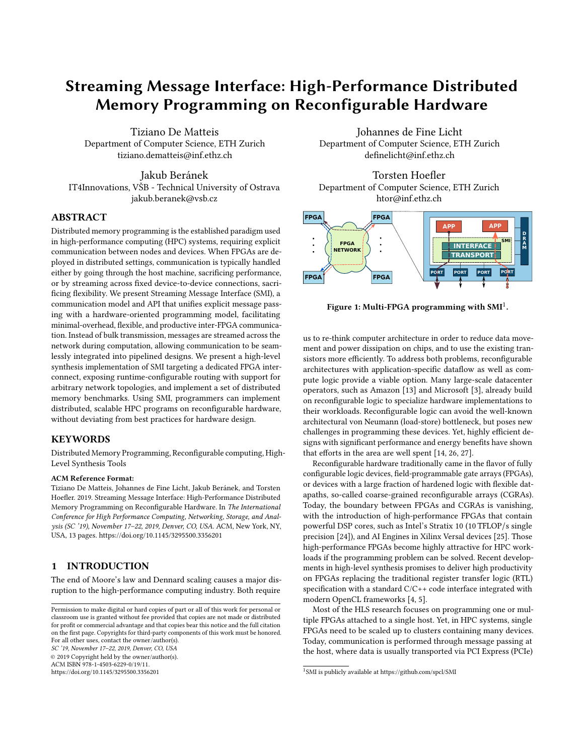# Streaming Message Interface: High-Performance Distributed Memory Programming on Reconfigurable Hardware

Tiziano De Matteis
Department of Computer Science, ETH Zurich
tiziano.dematteis@inf.ethz.ch

Johannes de Fine Licht
Department of Computer Science, ETH Zurich
definelicht@inf.ethz.ch

Jakub Beránek
IT4Innovations, VŠB - Technical University of Ostrava
jakub.beranek@vsb.cz

Torsten Hoefler
Department of Computer Science, ETH Zurich
htor@inf.ethz.ch

## ABSTRACT

Distributed memory programming is the established paradigm used in high-performance computing (HPC) systems, requiring explicit communication between nodes and devices. When FPGAs are deployed in distributed settings, communication is typically handled either by going through the host machine, sacrificing performance, or by streaming across fixed device-to-device connections, sacrificing flexibility. We present Streaming Message Interface (SMI), a communication model and API that unifies explicit message passing with a hardware-oriented programming model, facilitating minimal-overhead, flexible, and productive inter-FPGA communication. Instead of bulk transmission, messages are streamed across the network during computation, allowing communication to be seamlessly integrated into pipelined designs. We present a high-level synthesis implementation of SMI targeting a dedicated FPGA interconnect, exposing runtime-configurable routing with support for arbitrary network topologies, and implement a set of distributed memory benchmarks. Using SMI, programmers can implement distributed, scalable HPC programs on reconfigurable hardware, without deviating from best practices for hardware design.

## KEYWORDS

Distributed Memory Programming, Reconfigurable computing, High-Level Synthesis Tools

**ACM Reference Format:**

Tiziano De Matteis, Johannes de Fine Licht, Jakub Beránek, and Torsten Hoefler. 2019. Streaming Message Interface: High-Performance Distributed Memory Programming on Reconfigurable Hardware. In *The International Conference for High Performance Computing, Networking, Storage, and Analysis (SC '19), November 17–22, 2019, Denver, CO, USA.* ACM, New York, NY, USA, 13 pages. https://doi.org/10.1145/3295500.3356201

Figure 1: Multi-FPGA programming with SMI[1].

## 1 INTRODUCTION

The end of Moore's law and Dennard scaling causes a major disruption to the high-performance computing industry. Both require us to re-think computer architecture in order to reduce data movement and power dissipation on chips, and to use the existing transistors more efficiently. To address both problems, reconfigurable architectures with application-specific dataflow as well as compute logic provide a viable option. Many large-scale datacenter operators, such as Amazon [13] and Microsoft [3], already build on reconfigurable logic to specialize hardware implementations to their workloads. Reconfigurable logic can avoid the well-known architectural von Neumann (load-store) bottleneck, but poses new challenges in programming these devices. Yet, highly efficient designs with significant performance and energy benefits have shown that efforts in the area are well spent [14, 26, 27].

Reconfigurable hardware traditionally came in the flavor of fully configurable logic devices, field-programmable gate arrays (FPGAs), or devices with a large fraction of hardened logic with flexible datapaths, so-called coarse-grained reconfigurable arrays (CGRAs). Today, the boundary between FPGAs and CGRAs is vanishing, with the introduction of high-performance FPGAs that contain powerful DSP cores, such as Intel's Stratix 10 (10 TFLOP/s single precision [24]), and AI Engines in Xilinx Versal devices [25]. Those high-performance FPGAs become highly attractive for HPC workloads if the programming problem can be solved. Recent developments in high-level synthesis promises to deliver high productivity on FPGAs replacing the traditional register transfer logic (RTL) specification with a standard C/C++ code interface integrated with modern OpenCL frameworks [4, 5].

Most of the HLS research focuses on programming one or multiple FPGAs attached to a single host. Yet, in HPC systems, single FPGAs need to be scaled up to clusters containing many devices. Today, communication is performed through message passing at the host, where data is usually transported via PCI Express (PCIe)

---

Permission to make digital or hard copies of part or all of this work for personal or classroom use is granted without fee provided that copies are not made or distributed for profit or commercial advantage and that copies bear this notice and the full citation on the first page. Copyrights for third-party components of this work must be honored. For all other uses, contact the owner/author(s).
SC '19, November 17–22, 2019, Denver, CO, USA
© 2019 Copyright held by the owner/author(s).
ACM ISBN 978-1-4503-6229-0/19/11.
https://doi.org/10.1145/3295500.3356201

[1] SMI is publicly available at https://github.com/spcl/SMI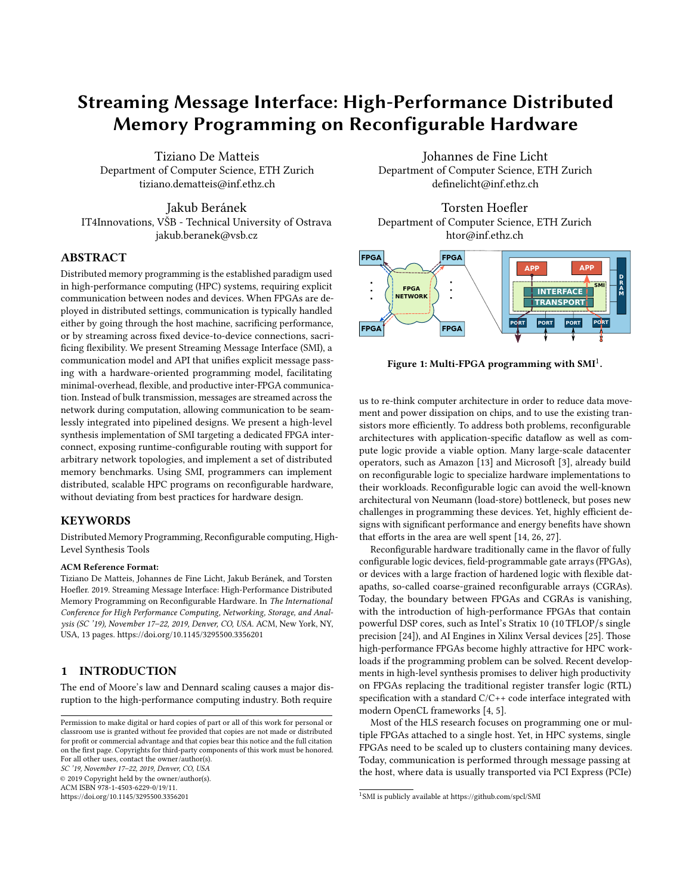# Streaming Message Interface: High-Performance Distributed Memory Programming on Reconfigurable Hardware

Tiziano De Matteis
Department of Computer Science, ETH Zurich
tiziano.dematteis@inf.ethz.ch

Johannes de Fine Licht
Department of Computer Science, ETH Zurich
definelicht@inf.ethz.ch

Jakub Beránek
IT4Innovations, VŠB - Technical University of Ostrava
jakub.beranek@vsb.cz

Torsten Hoefler
Department of Computer Science, ETH Zurich
htor@inf.ethz.ch

## ABSTRACT

Distributed memory programming is the established paradigm used in high-performance computing (HPC) systems, requiring explicit communication between nodes and devices. When FPGAs are deployed in distributed settings, communication is typically handled either by going through the host machine, sacrificing performance, or by streaming across fixed device-to-device connections, sacrificing flexibility. We present Streaming Message Interface (SMI), a communication model and API that unifies explicit message passing with a hardware-oriented programming model, facilitating minimal-overhead, flexible, and productive inter-FPGA communication. Instead of bulk transmission, messages are streamed across the network during computation, allowing communication to be seamlessly integrated into pipelined designs. We present a high-level synthesis implementation of SMI targeting a dedicated FPGA interconnect, exposing runtime-configurable routing with support for arbitrary network topologies, and implement a set of distributed memory benchmarks. Using SMI, programmers can implement distributed, scalable HPC programs on reconfigurable hardware, without deviating from best practices for hardware design.

## KEYWORDS

Distributed Memory Programming, Reconfigurable computing, High-Level Synthesis Tools

**ACM Reference Format:**
Tiziano De Matteis, Johannes de Fine Licht, Jakub Beránek, and Torsten Hoefler. 2019. Streaming Message Interface: High-Performance Distributed Memory Programming on Reconfigurable Hardware. In *The International Conference for High Performance Computing, Networking, Storage, and Analysis (SC '19), November 17–22, 2019, Denver, CO, USA.* ACM, New York, NY, USA, 13 pages. https://doi.org/10.1145/3295500.3356201

FPGA
FPGA
FPGA NETWORK
FPGA
FPGA
APP
APP
SMI
INTERFACE
TRANSPORT
DRAM
PORT
PORT
PORT
PORT

**Figure 1: Multi-FPGA programming with SMI[1].**

## 1 INTRODUCTION

The end of Moore's law and Dennard scaling causes a major disruption to the high-performance computing industry. Both require us to re-think computer architecture in order to reduce data movement and power dissipation on chips, and to use the existing transistors more efficiently. To address both problems, reconfigurable architectures with application-specific dataflow as well as compute logic provide a viable option. Many large-scale datacenter operators, such as Amazon [13] and Microsoft [3], already build on reconfigurable logic to specialize hardware implementations to their workloads. Reconfigurable logic can avoid the well-known architectural von Neumann (load-store) bottleneck, but poses new challenges in programming these devices. Yet, highly efficient designs with significant performance and energy benefits have shown that efforts in the area are well spent [14, 26, 27].

Reconfigurable hardware traditionally came in the flavor of fully configurable logic devices, field-programmable gate arrays (FPGAs), or devices with a large fraction of hardened logic with flexible datapaths, so-called coarse-grained reconfigurable arrays (CGRAs). Today, the boundary between FPGAs and CGRAs is vanishing, with the introduction of high-performance FPGAs that contain powerful DSP cores, such as Intel's Stratix 10 (10 TFLOP/s single precision [24]), and AI Engines in Xilinx Versal devices [25]. Those high-performance FPGAs become highly attractive for HPC workloads if the programming problem can be solved. Recent developments in high-level synthesis promises to deliver high productivity on FPGAs replacing the traditional register transfer logic (RTL) specification with a standard C/C++ code interface integrated with modern OpenCL frameworks [4, 5].

Most of the HLS research focuses on programming one or multiple FPGAs attached to a single host. Yet, in HPC systems, single FPGAs need to be scaled up to clusters containing many devices. Today, communication is performed through message passing at the host, where data is usually transported via PCI Express (PCIe)

---

Permission to make digital or hard copies of part or all of this work for personal or classroom use is granted without fee provided that copies are not made or distributed for profit or commercial advantage and that copies bear this notice and the full citation on the first page. Copyrights for third-party components of this work must be honored. For all other uses, contact the owner/author(s).
*SC '19, November 17–22, 2019, Denver, CO, USA*
© 2019 Copyright held by the owner/author(s).
ACM ISBN 978-1-4503-6229-0/19/11.
https://doi.org/10.1145/3295500.3356201

[1] SMI is publicly available at https://github.com/spcl/SMI